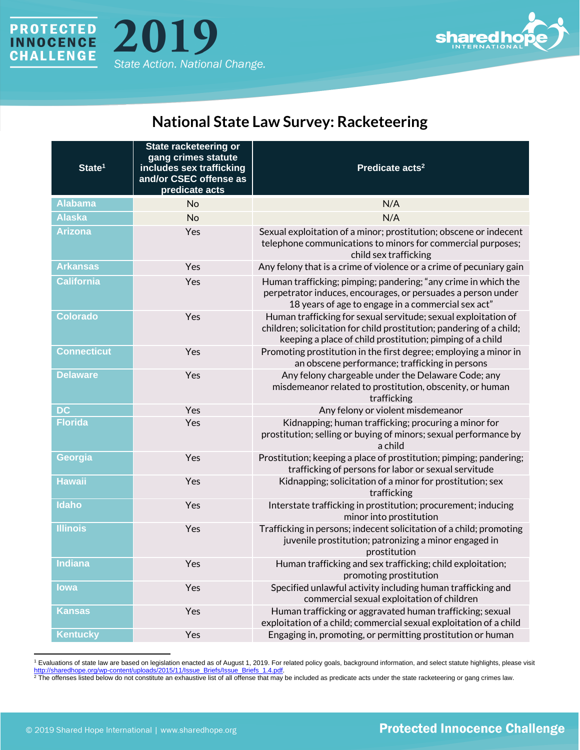## National State Law Survey: Racketeering

| State[1] | State racketeering or gang crimes statute includes sex trafficking and/or CSEC offense as predicate acts | Predicate acts[2] |
|---|---|---|
| Alabama | No | N/A |
| Alaska | No | N/A |
| Arizona | Yes | Sexual exploitation of a minor; prostitution; obscene or indecent telephone communications to minors for commercial purposes; child sex trafficking |
| Arkansas | Yes | Any felony that is a crime of violence or a crime of pecuniary gain |
| California | Yes | Human trafficking; pimping; pandering; "any crime in which the perpetrator induces, encourages, or persuades a person under 18 years of age to engage in a commercial sex act" |
| Colorado | Yes | Human trafficking for sexual servitude; sexual exploitation of children; solicitation for child prostitution; pandering of a child; keeping a place of child prostitution; pimping of a child |
| Connecticut | Yes | Promoting prostitution in the first degree; employing a minor in an obscene performance; trafficking in persons |
| Delaware | Yes | Any felony chargeable under the Delaware Code; any misdemeanor related to prostitution, obscenity, or human trafficking |
| DC | Yes | Any felony or violent misdemeanor |
| Florida | Yes | Kidnapping; human trafficking; procuring a minor for prostitution; selling or buying of minors; sexual performance by a child |
| Georgia | Yes | Prostitution; keeping a place of prostitution; pimping; pandering; trafficking of persons for labor or sexual servitude |
| Hawaii | Yes | Kidnapping; solicitation of a minor for prostitution; sex trafficking |
| Idaho | Yes | Interstate trafficking in prostitution; procurement; inducing minor into prostitution |
| Illinois | Yes | Trafficking in persons; indecent solicitation of a child; promoting juvenile prostitution; patronizing a minor engaged in prostitution |
| Indiana | Yes | Human trafficking and sex trafficking; child exploitation; promoting prostitution |
| Iowa | Yes | Specified unlawful activity including human trafficking and commercial sexual exploitation of children |
| Kansas | Yes | Human trafficking or aggravated human trafficking; sexual exploitation of a child; commercial sexual exploitation of a child |
| Kentucky | Yes | Engaging in, promoting, or permitting prostitution or human |

[1] Evaluations of state law are based on legislation enacted as of August 1, 2019. For related policy goals, background information, and select statute highlights, please visit http://sharedhope.org/wp-content/uploads/2015/11/Issue_Briefs/Issue_Briefs_1.4.pdf.

[2] The offenses listed below do not constitute an exhaustive list of all offense that may be included as predicate acts under the state racketeering or gang crimes law.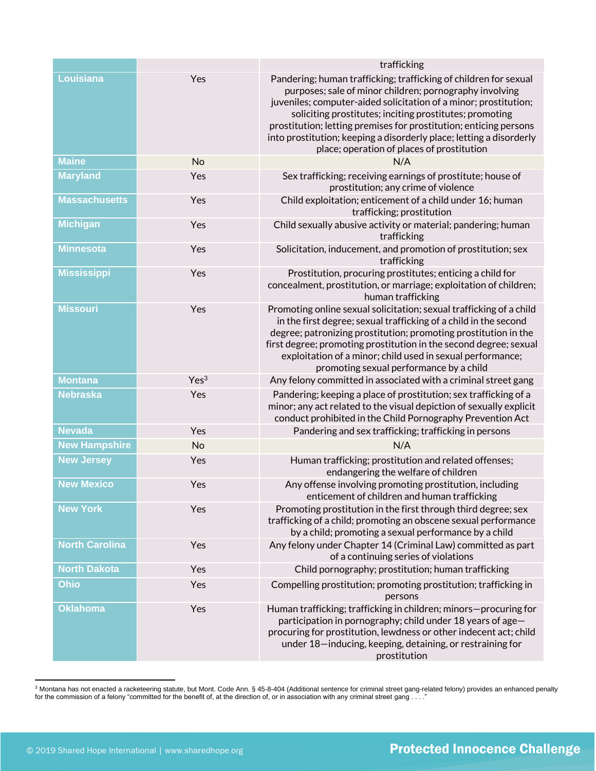| | | |
|---|---|---|
| | | trafficking |
| Louisiana | Yes | Pandering; human trafficking; trafficking of children for sexual purposes; sale of minor children; pornography involving juveniles; computer-aided solicitation of a minor; prostitution; soliciting prostitutes; inciting prostitutes; promoting prostitution; letting premises for prostitution; enticing persons into prostitution; keeping a disorderly place; letting a disorderly place; operation of places of prostitution |
| Maine | No | N/A |
| Maryland | Yes | Sex trafficking; receiving earnings of prostitute; house of prostitution; any crime of violence |
| Massachusetts | Yes | Child exploitation; enticement of a child under 16; human trafficking; prostitution |
| Michigan | Yes | Child sexually abusive activity or material; pandering; human trafficking |
| Minnesota | Yes | Solicitation, inducement, and promotion of prostitution; sex trafficking |
| Mississippi | Yes | Prostitution, procuring prostitutes; enticing a child for concealment, prostitution, or marriage; exploitation of children; human trafficking |
| Missouri | Yes | Promoting online sexual solicitation; sexual trafficking of a child in the first degree; sexual trafficking of a child in the second degree; patronizing prostitution; promoting prostitution in the first degree; promoting prostitution in the second degree; sexual exploitation of a minor; child used in sexual performance; promoting sexual performance by a child |
| Montana | Yes[3] | Any felony committed in associated with a criminal street gang |
| Nebraska | Yes | Pandering; keeping a place of prostitution; sex trafficking of a minor; any act related to the visual depiction of sexually explicit conduct prohibited in the Child Pornography Prevention Act |
| Nevada | Yes | Pandering and sex trafficking; trafficking in persons |
| New Hampshire | No | N/A |
| New Jersey | Yes | Human trafficking; prostitution and related offenses; endangering the welfare of children |
| New Mexico | Yes | Any offense involving promoting prostitution, including enticement of children and human trafficking |
| New York | Yes | Promoting prostitution in the first through third degree; sex trafficking of a child; promoting an obscene sexual performance by a child; promoting a sexual performance by a child |
| North Carolina | Yes | Any felony under Chapter 14 (Criminal Law) committed as part of a continuing series of violations |
| North Dakota | Yes | Child pornography; prostitution; human trafficking |
| Ohio | Yes | Compelling prostitution; promoting prostitution; trafficking in persons |
| Oklahoma | Yes | Human trafficking; trafficking in children; minors—procuring for participation in pornography; child under 18 years of age—procuring for prostitution, lewdness or other indecent act; child under 18—inducing, keeping, detaining, or restraining for prostitution |

[3] Montana has not enacted a racketeering statute, but Mont. Code Ann. § 45-8-404 (Additional sentence for criminal street gang-related felony) provides an enhanced penalty for the commission of a felony "committed for the benefit of, at the direction of, or in association with any criminal street gang . . . ."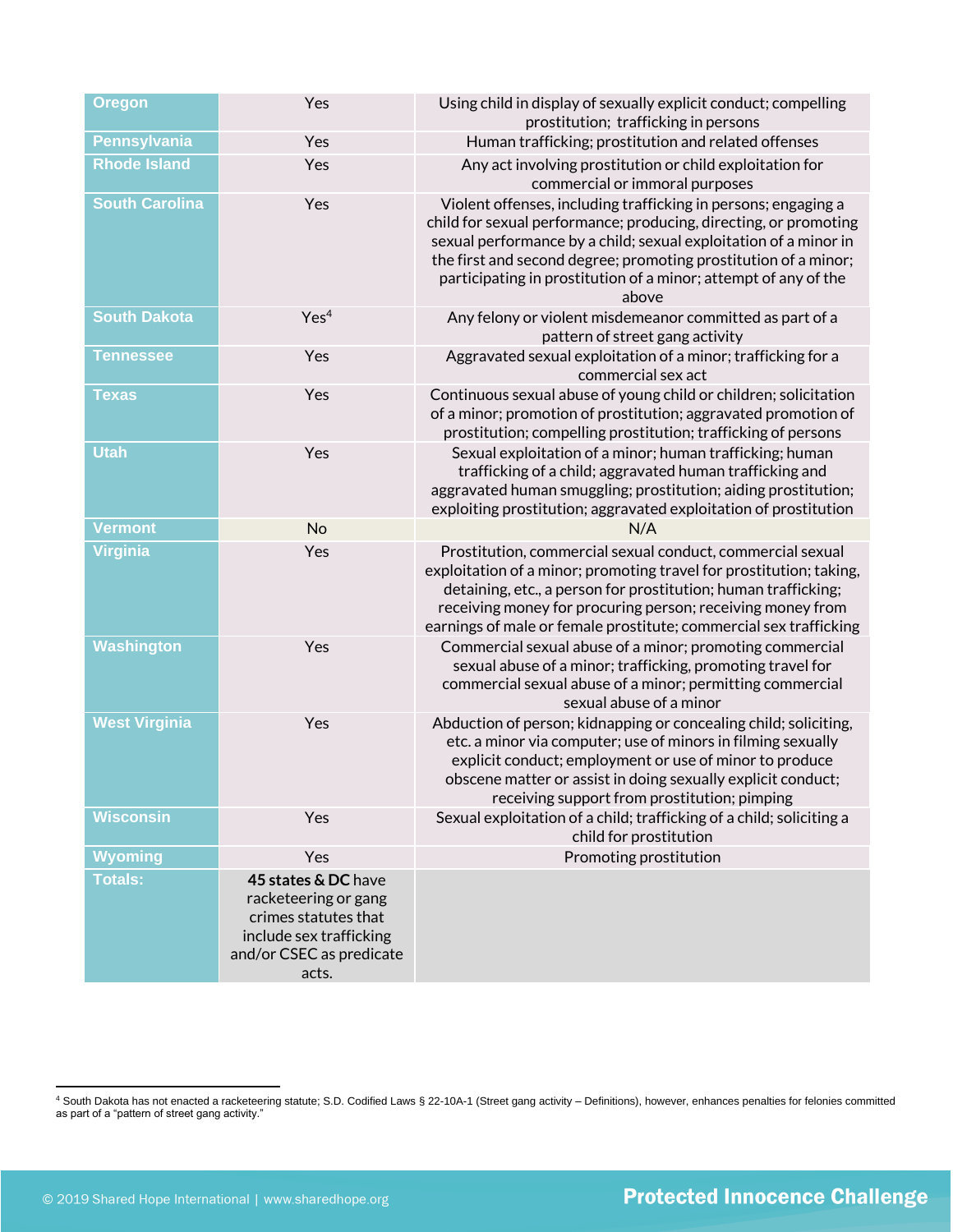| | | |
|---|---|---|
| **Oregon** | Yes | Using child in display of sexually explicit conduct; compelling prostitution; trafficking in persons |
| **Pennsylvania** | Yes | Human trafficking; prostitution and related offenses |
| **Rhode Island** | Yes | Any act involving prostitution or child exploitation for commercial or immoral purposes |
| **South Carolina** | Yes | Violent offenses, including trafficking in persons; engaging a child for sexual performance; producing, directing, or promoting sexual performance by a child; sexual exploitation of a minor in the first and second degree; promoting prostitution of a minor; participating in prostitution of a minor; attempt of any of the above |
| **South Dakota** | Yes[4] | Any felony or violent misdemeanor committed as part of a pattern of street gang activity |
| **Tennessee** | Yes | Aggravated sexual exploitation of a minor; trafficking for a commercial sex act |
| **Texas** | Yes | Continuous sexual abuse of young child or children; solicitation of a minor; promotion of prostitution; aggravated promotion of prostitution; compelling prostitution; trafficking of persons |
| **Utah** | Yes | Sexual exploitation of a minor; human trafficking; human trafficking of a child; aggravated human trafficking and aggravated human smuggling; prostitution; aiding prostitution; exploiting prostitution; aggravated exploitation of prostitution |
| **Vermont** | No | N/A |
| **Virginia** | Yes | Prostitution, commercial sexual conduct, commercial sexual exploitation of a minor; promoting travel for prostitution; taking, detaining, etc., a person for prostitution; human trafficking; receiving money for procuring person; receiving money from earnings of male or female prostitute; commercial sex trafficking |
| **Washington** | Yes | Commercial sexual abuse of a minor; promoting commercial sexual abuse of a minor; trafficking, promoting travel for commercial sexual abuse of a minor; permitting commercial sexual abuse of a minor |
| **West Virginia** | Yes | Abduction of person; kidnapping or concealing child; soliciting, etc. a minor via computer; use of minors in filming sexually explicit conduct; employment or use of minor to produce obscene matter or assist in doing sexually explicit conduct; receiving support from prostitution; pimping |
| **Wisconsin** | Yes | Sexual exploitation of a child; trafficking of a child; soliciting a child for prostitution |
| **Wyoming** | Yes | Promoting prostitution |
| **Totals:** | **45 states & DC** have racketeering or gang crimes statutes that include sex trafficking and/or CSEC as predicate acts. | |

[4] South Dakota has not enacted a racketeering statute; S.D. Codified Laws § 22-10A-1 (Street gang activity – Definitions), however, enhances penalties for felonies committed as part of a "pattern of street gang activity."